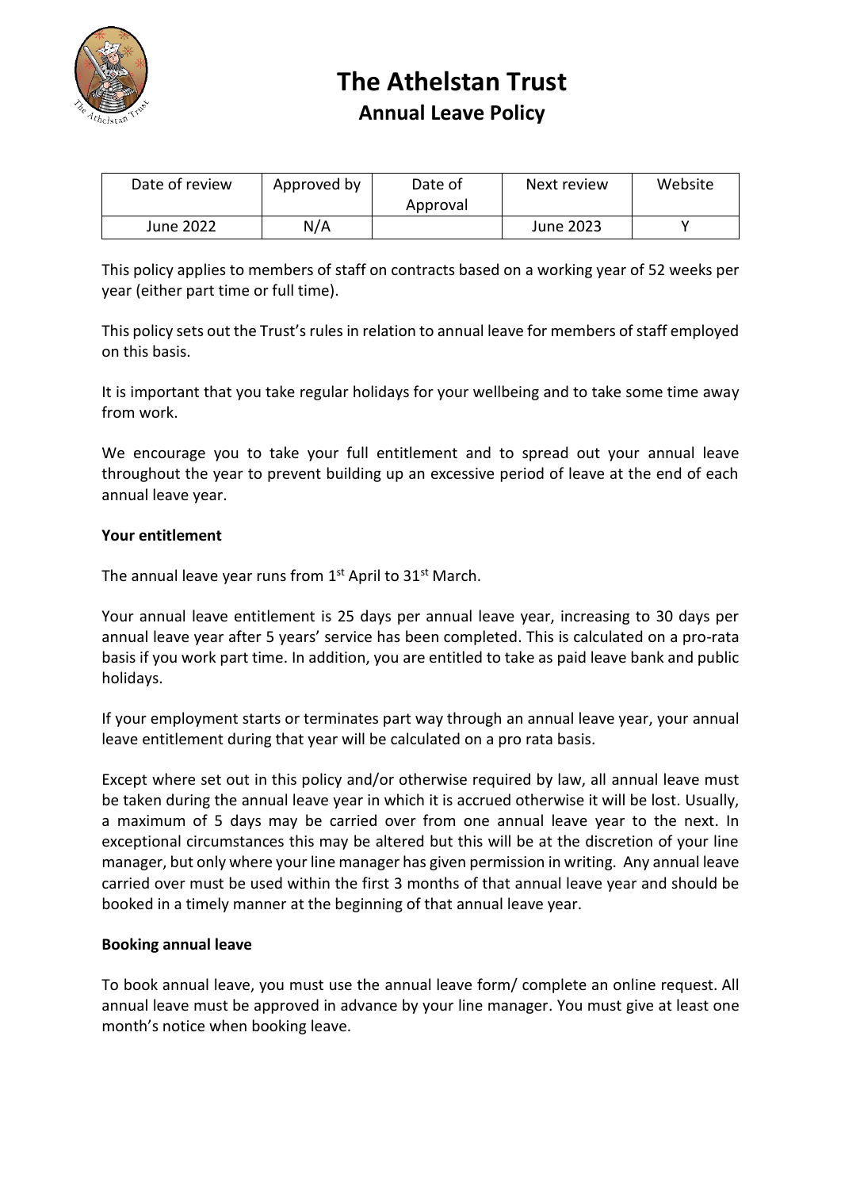# The Athelstan Trust

## Annual Leave Policy

| Date of review | Approved by | Date of Approval | Next review | Website |
|---|---|---|---|---|
| June 2022 | N/A | | June 2023 | Y |

This policy applies to members of staff on contracts based on a working year of 52 weeks per year (either part time or full time).

This policy sets out the Trust's rules in relation to annual leave for members of staff employed on this basis.

It is important that you take regular holidays for your wellbeing and to take some time away from work.

We encourage you to take your full entitlement and to spread out your annual leave throughout the year to prevent building up an excessive period of leave at the end of each annual leave year.

**Your entitlement**

The annual leave year runs from 1st April to 31st March.

Your annual leave entitlement is 25 days per annual leave year, increasing to 30 days per annual leave year after 5 years' service has been completed. This is calculated on a pro-rata basis if you work part time. In addition, you are entitled to take as paid leave bank and public holidays.

If your employment starts or terminates part way through an annual leave year, your annual leave entitlement during that year will be calculated on a pro rata basis.

Except where set out in this policy and/or otherwise required by law, all annual leave must be taken during the annual leave year in which it is accrued otherwise it will be lost. Usually, a maximum of 5 days may be carried over from one annual leave year to the next. In exceptional circumstances this may be altered but this will be at the discretion of your line manager, but only where your line manager has given permission in writing. Any annual leave carried over must be used within the first 3 months of that annual leave year and should be booked in a timely manner at the beginning of that annual leave year.

**Booking annual leave**

To book annual leave, you must use the annual leave form/ complete an online request. All annual leave must be approved in advance by your line manager. You must give at least one month's notice when booking leave.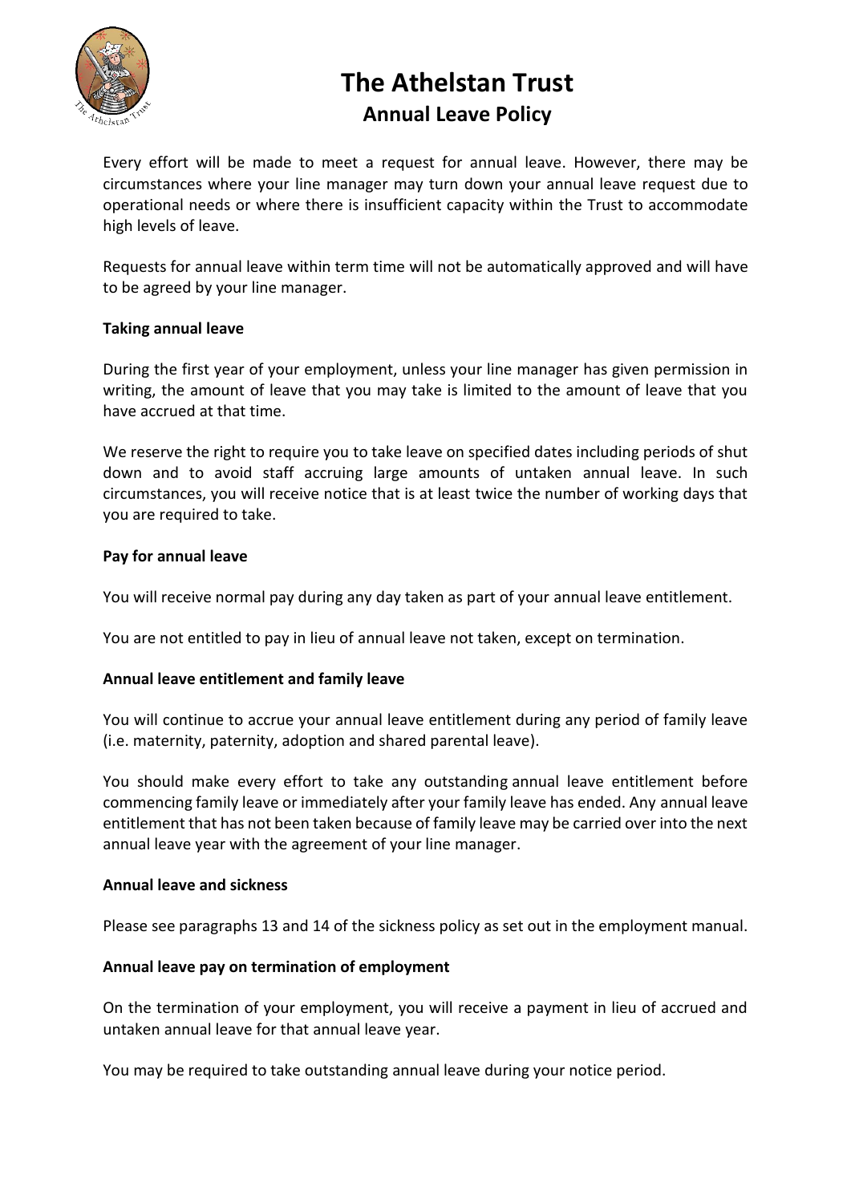# The Athelstan Trust

## Annual Leave Policy

Every effort will be made to meet a request for annual leave. However, there may be circumstances where your line manager may turn down your annual leave request due to operational needs or where there is insufficient capacity within the Trust to accommodate high levels of leave.

Requests for annual leave within term time will not be automatically approved and will have to be agreed by your line manager.

**Taking annual leave**

During the first year of your employment, unless your line manager has given permission in writing, the amount of leave that you may take is limited to the amount of leave that you have accrued at that time.

We reserve the right to require you to take leave on specified dates including periods of shut down and to avoid staff accruing large amounts of untaken annual leave. In such circumstances, you will receive notice that is at least twice the number of working days that you are required to take.

**Pay for annual leave**

You will receive normal pay during any day taken as part of your annual leave entitlement.

You are not entitled to pay in lieu of annual leave not taken, except on termination.

**Annual leave entitlement and family leave**

You will continue to accrue your annual leave entitlement during any period of family leave (i.e. maternity, paternity, adoption and shared parental leave).

You should make every effort to take any outstanding annual leave entitlement before commencing family leave or immediately after your family leave has ended. Any annual leave entitlement that has not been taken because of family leave may be carried over into the next annual leave year with the agreement of your line manager.

**Annual leave and sickness**

Please see paragraphs 13 and 14 of the sickness policy as set out in the employment manual.

**Annual leave pay on termination of employment**

On the termination of your employment, you will receive a payment in lieu of accrued and untaken annual leave for that annual leave year.

You may be required to take outstanding annual leave during your notice period.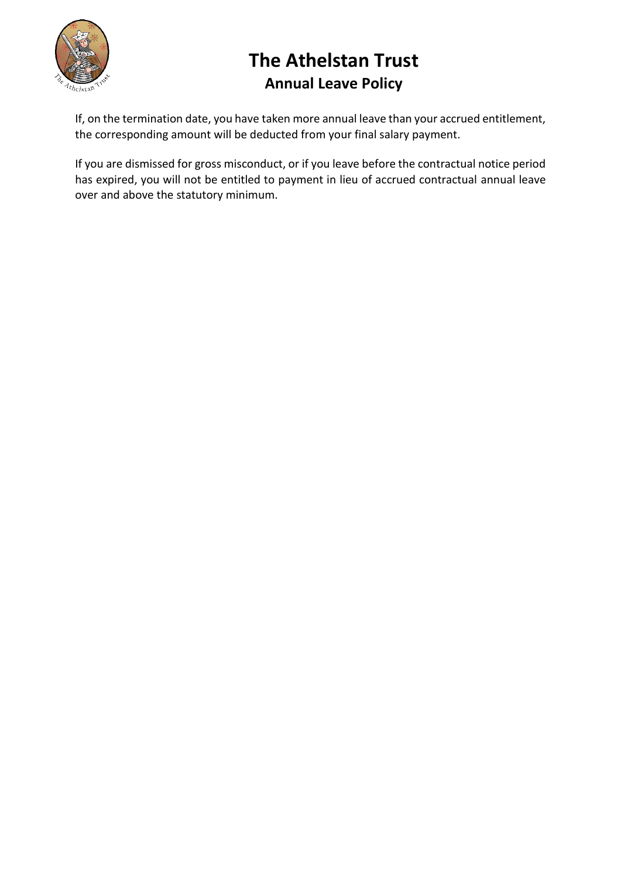If, on the termination date, you have taken more annual leave than your accrued entitlement, the corresponding amount will be deducted from your final salary payment.

If you are dismissed for gross misconduct, or if you leave before the contractual notice period has expired, you will not be entitled to payment in lieu of accrued contractual annual leave over and above the statutory minimum.